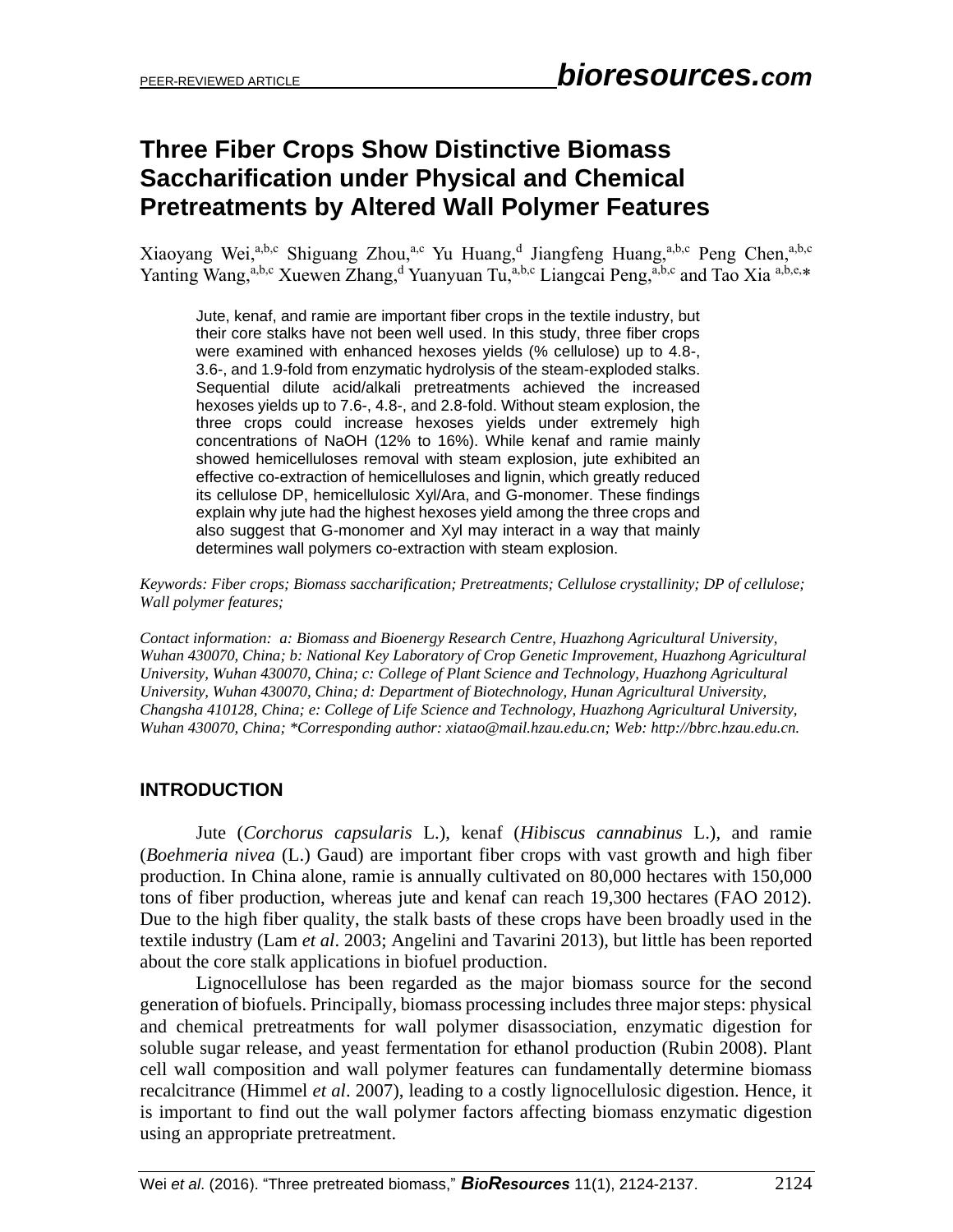# Three Fiber Crops Show Distinctive Biomass Saccharification under Physical and Chemical Pretreatments by Altered Wall Polymer Features

Xiaoyang Wei,[a,b,c] Shiguang Zhou,[a,c] Yu Huang,[d] Jiangfeng Huang,[a,b,c] Peng Chen,[a,b,c] Yanting Wang,[a,b,c] Xuewen Zhang,[d] Yuanyuan Tu,[a,b,c] Liangcai Peng,[a,b,c] and Tao Xia [a,b,e,*]

Jute, kenaf, and ramie are important fiber crops in the textile industry, but their core stalks have not been well used. In this study, three fiber crops were examined with enhanced hexoses yields (% cellulose) up to 4.8-, 3.6-, and 1.9-fold from enzymatic hydrolysis of the steam-exploded stalks. Sequential dilute acid/alkali pretreatments achieved the increased hexoses yields up to 7.6-, 4.8-, and 2.8-fold. Without steam explosion, the three crops could increase hexoses yields under extremely high concentrations of NaOH (12% to 16%). While kenaf and ramie mainly showed hemicelluloses removal with steam explosion, jute exhibited an effective co-extraction of hemicelluloses and lignin, which greatly reduced its cellulose DP, hemicellulosic Xyl/Ara, and G-monomer. These findings explain why jute had the highest hexoses yield among the three crops and also suggest that G-monomer and Xyl may interact in a way that mainly determines wall polymers co-extraction with steam explosion.

*Keywords: Fiber crops; Biomass saccharification; Pretreatments; Cellulose crystallinity; DP of cellulose; Wall polymer features;*

*Contact information: a: Biomass and Bioenergy Research Centre, Huazhong Agricultural University, Wuhan 430070, China; b: National Key Laboratory of Crop Genetic Improvement, Huazhong Agricultural University, Wuhan 430070, China; c: College of Plant Science and Technology, Huazhong Agricultural University, Wuhan 430070, China; d: Department of Biotechnology, Hunan Agricultural University, Changsha 410128, China; e: College of Life Science and Technology, Huazhong Agricultural University, Wuhan 430070, China; *Corresponding author: xiatao@mail.hzau.edu.cn; Web: http://bbrc.hzau.edu.cn.*

## INTRODUCTION

Jute (*Corchorus capsularis* L.), kenaf (*Hibiscus cannabinus* L.), and ramie (*Boehmeria nivea* (L.) Gaud) are important fiber crops with vast growth and high fiber production. In China alone, ramie is annually cultivated on 80,000 hectares with 150,000 tons of fiber production, whereas jute and kenaf can reach 19,300 hectares (FAO 2012). Due to the high fiber quality, the stalk basts of these crops have been broadly used in the textile industry (Lam *et al*. 2003; Angelini and Tavarini 2013), but little has been reported about the core stalk applications in biofuel production.

Lignocellulose has been regarded as the major biomass source for the second generation of biofuels. Principally, biomass processing includes three major steps: physical and chemical pretreatments for wall polymer disassociation, enzymatic digestion for soluble sugar release, and yeast fermentation for ethanol production (Rubin 2008). Plant cell wall composition and wall polymer features can fundamentally determine biomass recalcitrance (Himmel *et al*. 2007), leading to a costly lignocellulosic digestion. Hence, it is important to find out the wall polymer factors affecting biomass enzymatic digestion using an appropriate pretreatment.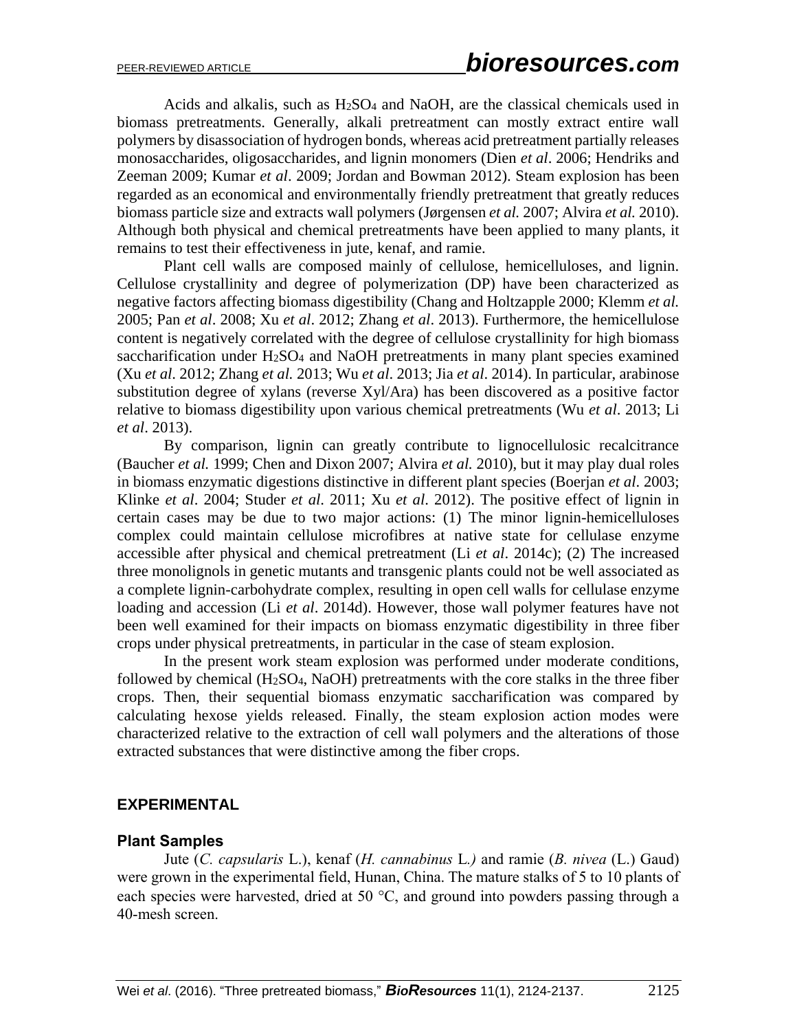Acids and alkalis, such as $H_2SO_4$ and NaOH, are the classical chemicals used in biomass pretreatments. Generally, alkali pretreatment can mostly extract entire wall polymers by disassociation of hydrogen bonds, whereas acid pretreatment partially releases monosaccharides, oligosaccharides, and lignin monomers (Dien *et al*. 2006; Hendriks and Zeeman 2009; Kumar *et al*. 2009; Jordan and Bowman 2012). Steam explosion has been regarded as an economical and environmentally friendly pretreatment that greatly reduces biomass particle size and extracts wall polymers (Jørgensen *et al.* 2007; Alvira *et al.* 2010). Although both physical and chemical pretreatments have been applied to many plants, it remains to test their effectiveness in jute, kenaf, and ramie.

Plant cell walls are composed mainly of cellulose, hemicelluloses, and lignin. Cellulose crystallinity and degree of polymerization (DP) have been characterized as negative factors affecting biomass digestibility (Chang and Holtzapple 2000; Klemm *et al.* 2005; Pan *et al*. 2008; Xu *et al*. 2012; Zhang *et al*. 2013). Furthermore, the hemicellulose content is negatively correlated with the degree of cellulose crystallinity for high biomass saccharification under $H_2SO_4$ and NaOH pretreatments in many plant species examined (Xu *et al*. 2012; Zhang *et al.* 2013; Wu *et al*. 2013; Jia *et al*. 2014). In particular, arabinose substitution degree of xylans (reverse Xyl/Ara) has been discovered as a positive factor relative to biomass digestibility upon various chemical pretreatments (Wu *et al*. 2013; Li *et al*. 2013).

By comparison, lignin can greatly contribute to lignocellulosic recalcitrance (Baucher *et al.* 1999; Chen and Dixon 2007; Alvira *et al.* 2010), but it may play dual roles in biomass enzymatic digestions distinctive in different plant species (Boerjan *et al.* 2003; Klinke *et al*. 2004; Studer *et al*. 2011; Xu *et al*. 2012). The positive effect of lignin in certain cases may be due to two major actions: (1) The minor lignin-hemicelluloses complex could maintain cellulose microfibres at native state for cellulase enzyme accessible after physical and chemical pretreatment (Li *et al*. 2014c); (2) The increased three monolignols in genetic mutants and transgenic plants could not be well associated as a complete lignin-carbohydrate complex, resulting in open cell walls for cellulase enzyme loading and accession (Li *et al*. 2014d). However, those wall polymer features have not been well examined for their impacts on biomass enzymatic digestibility in three fiber crops under physical pretreatments, in particular in the case of steam explosion.

In the present work steam explosion was performed under moderate conditions, followed by chemical ($H_2SO_4$, NaOH) pretreatments with the core stalks in the three fiber crops. Then, their sequential biomass enzymatic saccharification was compared by calculating hexose yields released. Finally, the steam explosion action modes were characterized relative to the extraction of cell wall polymers and the alterations of those extracted substances that were distinctive among the fiber crops.

## EXPERIMENTAL

### Plant Samples

Jute (*C. capsularis* L.), kenaf (*H. cannabinus* L.*)* and ramie (*B. nivea* (L.) Gaud) were grown in the experimental field, Hunan, China. The mature stalks of 5 to 10 plants of each species were harvested, dried at 50 °C, and ground into powders passing through a 40-mesh screen.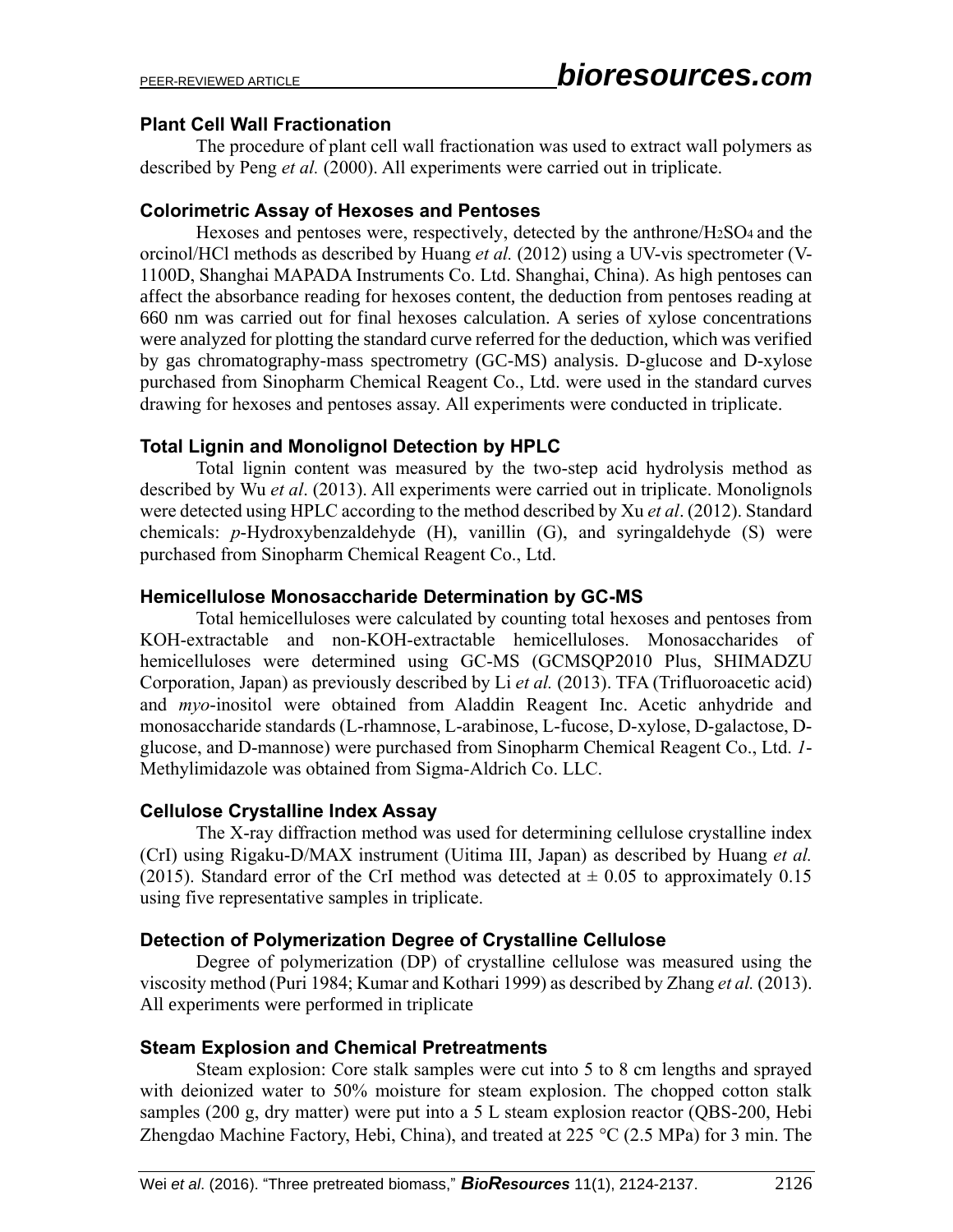### Plant Cell Wall Fractionation

The procedure of plant cell wall fractionation was used to extract wall polymers as described by Peng *et al.* (2000). All experiments were carried out in triplicate.

### Colorimetric Assay of Hexoses and Pentoses

Hexoses and pentoses were, respectively, detected by the anthrone/$H_2SO_4$ and the orcinol/HCl methods as described by Huang *et al.* (2012) using a UV-vis spectrometer (V-1100D, Shanghai MAPADA Instruments Co. Ltd. Shanghai, China). As high pentoses can affect the absorbance reading for hexoses content, the deduction from pentoses reading at 660 nm was carried out for final hexoses calculation. A series of xylose concentrations were analyzed for plotting the standard curve referred for the deduction, which was verified by gas chromatography-mass spectrometry (GC-MS) analysis. D-glucose and D-xylose purchased from Sinopharm Chemical Reagent Co., Ltd. were used in the standard curves drawing for hexoses and pentoses assay. All experiments were conducted in triplicate.

### Total Lignin and Monolignol Detection by HPLC

Total lignin content was measured by the two-step acid hydrolysis method as described by Wu *et al*. (2013). All experiments were carried out in triplicate. Monolignols were detected using HPLC according to the method described by Xu *et al*. (2012). Standard chemicals: *p*-Hydroxybenzaldehyde (H), vanillin (G), and syringaldehyde (S) were purchased from Sinopharm Chemical Reagent Co., Ltd.

### Hemicellulose Monosaccharide Determination by GC-MS

Total hemicelluloses were calculated by counting total hexoses and pentoses from KOH-extractable and non-KOH-extractable hemicelluloses. Monosaccharides of hemicelluloses were determined using GC-MS (GCMSQP2010 Plus, SHIMADZU Corporation, Japan) as previously described by Li *et al.* (2013). TFA (Trifluoroacetic acid) and *myo*-inositol were obtained from Aladdin Reagent Inc. Acetic anhydride and monosaccharide standards (L-rhamnose, L-arabinose, L-fucose, D-xylose, D-galactose, D-glucose, and D-mannose) were purchased from Sinopharm Chemical Reagent Co., Ltd. *1*-Methylimidazole was obtained from Sigma-Aldrich Co. LLC.

### Cellulose Crystalline Index Assay

The X-ray diffraction method was used for determining cellulose crystalline index (CrI) using Rigaku-D/MAX instrument (Uitima III, Japan) as described by Huang *et al.* (2015). Standard error of the CrI method was detected at ± 0.05 to approximately 0.15 using five representative samples in triplicate.

### Detection of Polymerization Degree of Crystalline Cellulose

Degree of polymerization (DP) of crystalline cellulose was measured using the viscosity method (Puri 1984; Kumar and Kothari 1999) as described by Zhang *et al.* (2013). All experiments were performed in triplicate

### Steam Explosion and Chemical Pretreatments

Steam explosion: Core stalk samples were cut into 5 to 8 cm lengths and sprayed with deionized water to 50% moisture for steam explosion. The chopped cotton stalk samples (200 g, dry matter) were put into a 5 L steam explosion reactor (QBS-200, Hebi Zhengdao Machine Factory, Hebi, China), and treated at 225 °C (2.5 MPa) for 3 min. The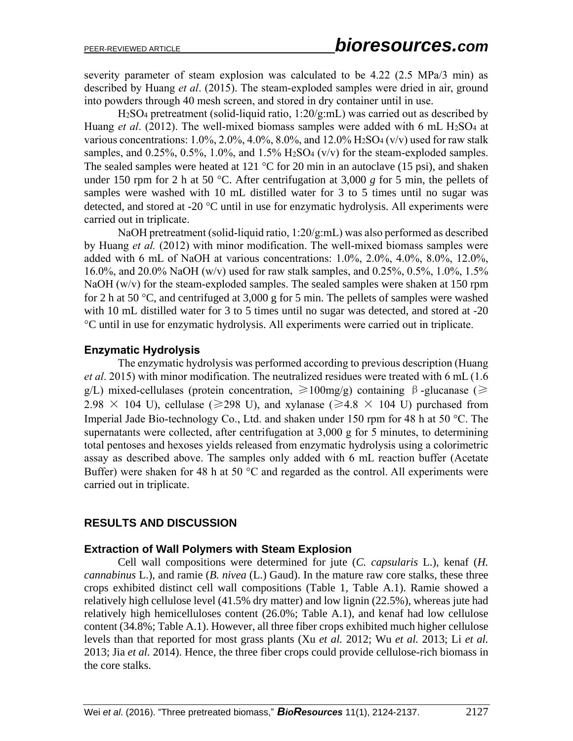severity parameter of steam explosion was calculated to be 4.22 (2.5 MPa/3 min) as described by Huang *et al*. (2015). The steam-exploded samples were dried in air, ground into powders through 40 mesh screen, and stored in dry container until in use.

$H_2SO_4$ pretreatment (solid-liquid ratio, 1:20/g:mL) was carried out as described by Huang *et al*. (2012). The well-mixed biomass samples were added with 6 mL $H_2SO_4$ at various concentrations: 1.0%, 2.0%, 4.0%, 8.0%, and 12.0% $H_2SO_4$ (v/v) used for raw stalk samples, and 0.25%, 0.5%, 1.0%, and 1.5% $H_2SO_4$ (v/v) for the steam-exploded samples. The sealed samples were heated at 121 °C for 20 min in an autoclave (15 psi), and shaken under 150 rpm for 2 h at 50 °C. After centrifugation at 3,000 *g* for 5 min, the pellets of samples were washed with 10 mL distilled water for 3 to 5 times until no sugar was detected, and stored at -20 °C until in use for enzymatic hydrolysis. All experiments were carried out in triplicate.

NaOH pretreatment (solid-liquid ratio, 1:20/g:mL) was also performed as described by Huang *et al.* (2012) with minor modification. The well-mixed biomass samples were added with 6 mL of NaOH at various concentrations: 1.0%, 2.0%, 4.0%, 8.0%, 12.0%, 16.0%, and 20.0% NaOH (w/v) used for raw stalk samples, and 0.25%, 0.5%, 1.0%, 1.5% NaOH (w/v) for the steam-exploded samples. The sealed samples were shaken at 150 rpm for 2 h at 50 °C, and centrifuged at 3,000 g for 5 min. The pellets of samples were washed with 10 mL distilled water for 3 to 5 times until no sugar was detected, and stored at -20 °C until in use for enzymatic hydrolysis. All experiments were carried out in triplicate.

### Enzymatic Hydrolysis

The enzymatic hydrolysis was performed according to previous description (Huang *et al*. 2015) with minor modification. The neutralized residues were treated with 6 mL (1.6 g/L) mixed-cellulases (protein concentration, ≥100mg/g) containing β-glucanase (≥ 2.98 × 104 U), cellulase (≥298 U), and xylanase (≥4.8 × 104 U) purchased from Imperial Jade Bio-technology Co., Ltd. and shaken under 150 rpm for 48 h at 50 °C. The supernatants were collected, after centrifugation at 3,000 g for 5 minutes, to determining total pentoses and hexoses yields released from enzymatic hydrolysis using a colorimetric assay as described above. The samples only added with 6 mL reaction buffer (Acetate Buffer) were shaken for 48 h at 50 °C and regarded as the control. All experiments were carried out in triplicate.

## RESULTS AND DISCUSSION

### Extraction of Wall Polymers with Steam Explosion

Cell wall compositions were determined for jute (*C. capsularis* L.), kenaf (*H. cannabinus* L.), and ramie (*B. nivea* (L.) Gaud). In the mature raw core stalks, these three crops exhibited distinct cell wall compositions (Table 1, Table A.1). Ramie showed a relatively high cellulose level (41.5% dry matter) and low lignin (22.5%), whereas jute had relatively high hemicelluloses content (26.0%; Table A.1), and kenaf had low cellulose content (34.8%; Table A.1). However, all three fiber crops exhibited much higher cellulose levels than that reported for most grass plants (Xu *et al.* 2012; Wu *et al.* 2013; Li *et al.* 2013; Jia *et al.* 2014). Hence, the three fiber crops could provide cellulose-rich biomass in the core stalks.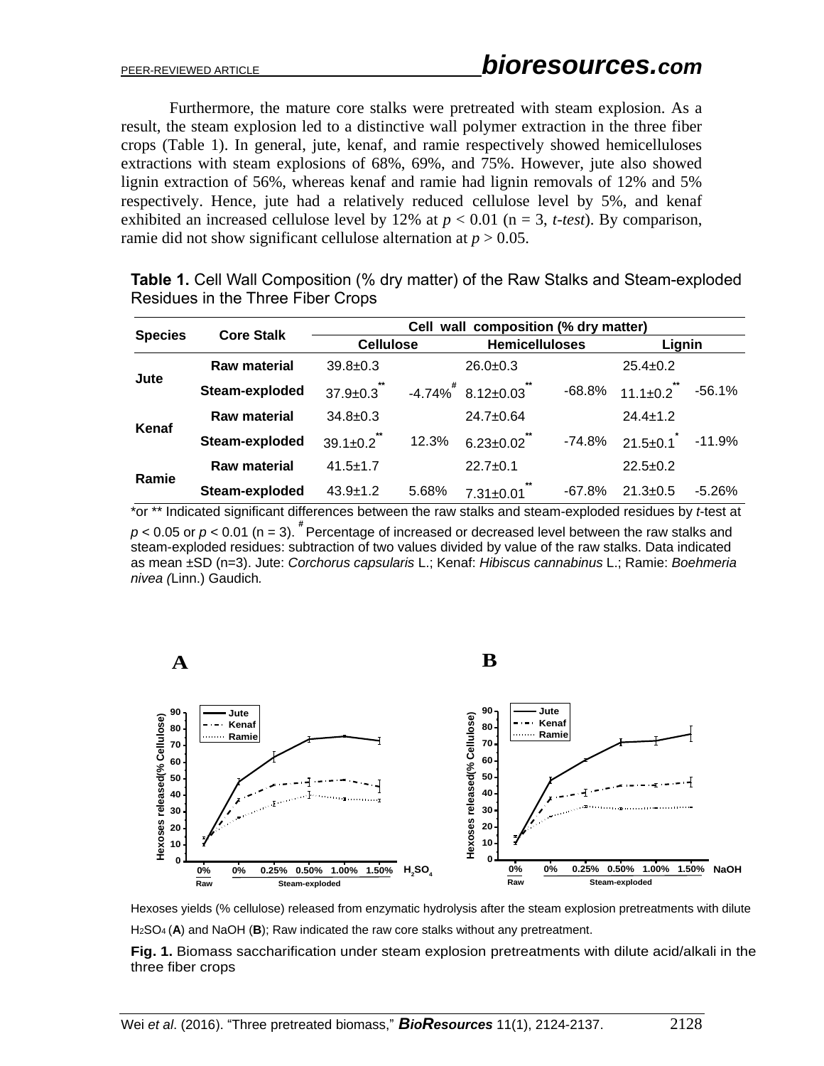Furthermore, the mature core stalks were pretreated with steam explosion. As a result, the steam explosion led to a distinctive wall polymer extraction in the three fiber crops (Table 1). In general, jute, kenaf, and ramie respectively showed hemicelluloses extractions with steam explosions of 68%, 69%, and 75%. However, jute also showed lignin extraction of 56%, whereas kenaf and ramie had lignin removals of 12% and 5% respectively. Hence, jute had a relatively reduced cellulose level by 5%, and kenaf exhibited an increased cellulose level by 12% at $p < 0.01$ (n = 3, *t-test*). By comparison, ramie did not show significant cellulose alternation at $p > 0.05$.

**Table 1.** Cell Wall Composition (% dry matter) of the Raw Stalks and Steam-exploded Residues in the Three Fiber Crops

| Species | Core Stalk | Cell wall composition (% dry matter) | | | | | |
|---|---|---|---|---|---|---|---|
| | | Cellulose | | Hemicelluloses | | Lignin | |
| Jute | Raw material | 39.8±0.3 | | 26.0±0.3 | | 25.4±0.2 | |
| | Steam-exploded | 37.9±0.3** | -4.74%# | 8.12±0.03** | -68.8% | 11.1±0.2** | -56.1% |
| Kenaf | Raw material | 34.8±0.3 | | 24.7±0.64 | | 24.4±1.2 | |
| | Steam-exploded | 39.1±0.2** | 12.3% | 6.23±0.02** | -74.8% | 21.5±0.1* | -11.9% |
| Ramie | Raw material | 41.5±1.7 | | 22.7±0.1 | | 22.5±0.2 | |
| | Steam-exploded | 43.9±1.2 | 5.68% | 7.31±0.01** | -67.8% | 21.3±0.5 | -5.26% |

*or ** Indicated significant differences between the raw stalks and steam-exploded residues by *t*-test at $p < 0.05$ or $p < 0.01$ (n = 3). # Percentage of increased or decreased level between the raw stalks and steam-exploded residues: subtraction of two values divided by value of the raw stalks. Data indicated as mean ±SD (n=3). Jute: *Corchorus capsularis* L.; Kenaf: *Hibiscus cannabinus* L.; Ramie: *Boehmeria nivea (*Linn.) Gaudich*.*

Hexoses yields (% cellulose) released from enzymatic hydrolysis after the steam explosion pretreatments with dilute $H_2SO_4$ (**A**) and NaOH (**B**); Raw indicated the raw core stalks without any pretreatment.

**Fig. 1.** Biomass saccharification under steam explosion pretreatments with dilute acid/alkali in the three fiber crops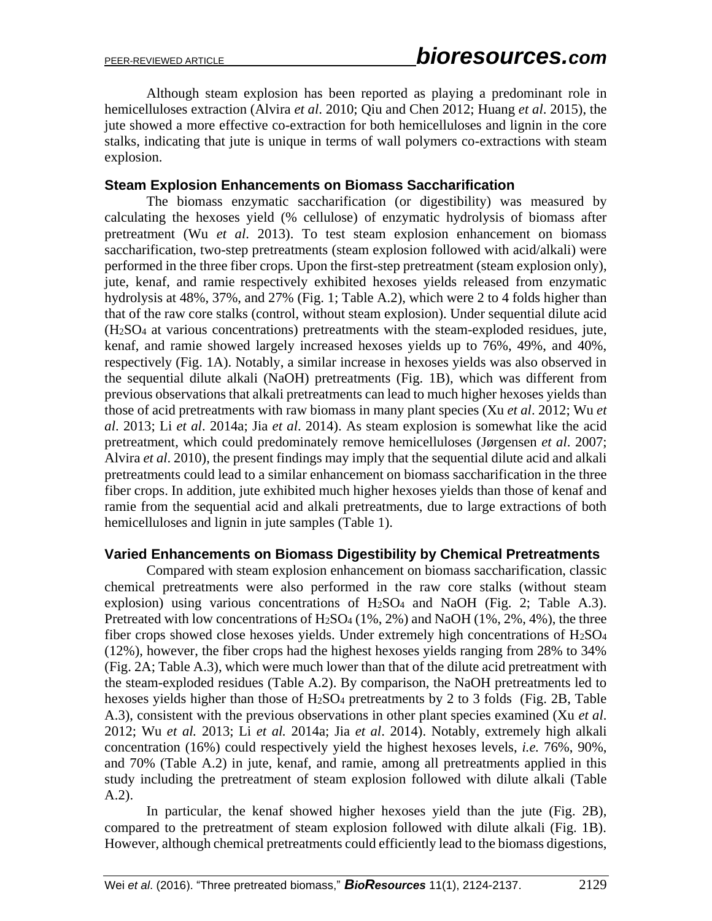Although steam explosion has been reported as playing a predominant role in hemicelluloses extraction (Alvira *et al*. 2010; Qiu and Chen 2012; Huang *et al*. 2015), the jute showed a more effective co-extraction for both hemicelluloses and lignin in the core stalks, indicating that jute is unique in terms of wall polymers co-extractions with steam explosion.

### Steam Explosion Enhancements on Biomass Saccharification

The biomass enzymatic saccharification (or digestibility) was measured by calculating the hexoses yield (% cellulose) of enzymatic hydrolysis of biomass after pretreatment (Wu *et al*. 2013). To test steam explosion enhancement on biomass saccharification, two-step pretreatments (steam explosion followed with acid/alkali) were performed in the three fiber crops. Upon the first-step pretreatment (steam explosion only), jute, kenaf, and ramie respectively exhibited hexoses yields released from enzymatic hydrolysis at 48%, 37%, and 27% (Fig. 1; Table A.2), which were 2 to 4 folds higher than that of the raw core stalks (control, without steam explosion). Under sequential dilute acid ($H_2SO_4$ at various concentrations) pretreatments with the steam-exploded residues, jute, kenaf, and ramie showed largely increased hexoses yields up to 76%, 49%, and 40%, respectively (Fig. 1A). Notably, a similar increase in hexoses yields was also observed in the sequential dilute alkali (NaOH) pretreatments (Fig. 1B), which was different from previous observations that alkali pretreatments can lead to much higher hexoses yields than those of acid pretreatments with raw biomass in many plant species (Xu *et al*. 2012; Wu *et al*. 2013; Li *et al*. 2014a; Jia *et al*. 2014). As steam explosion is somewhat like the acid pretreatment, which could predominately remove hemicelluloses (Jørgensen *et al*. 2007; Alvira *et al*. 2010), the present findings may imply that the sequential dilute acid and alkali pretreatments could lead to a similar enhancement on biomass saccharification in the three fiber crops. In addition, jute exhibited much higher hexoses yields than those of kenaf and ramie from the sequential acid and alkali pretreatments, due to large extractions of both hemicelluloses and lignin in jute samples (Table 1).

### Varied Enhancements on Biomass Digestibility by Chemical Pretreatments

Compared with steam explosion enhancement on biomass saccharification, classic chemical pretreatments were also performed in the raw core stalks (without steam explosion) using various concentrations of $H_2SO_4$ and NaOH (Fig. 2; Table A.3). Pretreated with low concentrations of $H_2SO_4$ (1%, 2%) and NaOH (1%, 2%, 4%), the three fiber crops showed close hexoses yields. Under extremely high concentrations of $H_2SO_4$ (12%), however, the fiber crops had the highest hexoses yields ranging from 28% to 34% (Fig. 2A; Table A.3), which were much lower than that of the dilute acid pretreatment with the steam-exploded residues (Table A.2). By comparison, the NaOH pretreatments led to hexoses yields higher than those of $H_2SO_4$ pretreatments by 2 to 3 folds (Fig. 2B, Table A.3), consistent with the previous observations in other plant species examined (Xu *et al.* 2012; Wu *et al.* 2013; Li *et al.* 2014a; Jia *et al*. 2014). Notably, extremely high alkali concentration (16%) could respectively yield the highest hexoses levels, *i.e.* 76%, 90%, and 70% (Table A.2) in jute, kenaf, and ramie, among all pretreatments applied in this study including the pretreatment of steam explosion followed with dilute alkali (Table A.2).

In particular, the kenaf showed higher hexoses yield than the jute (Fig. 2B), compared to the pretreatment of steam explosion followed with dilute alkali (Fig. 1B). However, although chemical pretreatments could efficiently lead to the biomass digestions,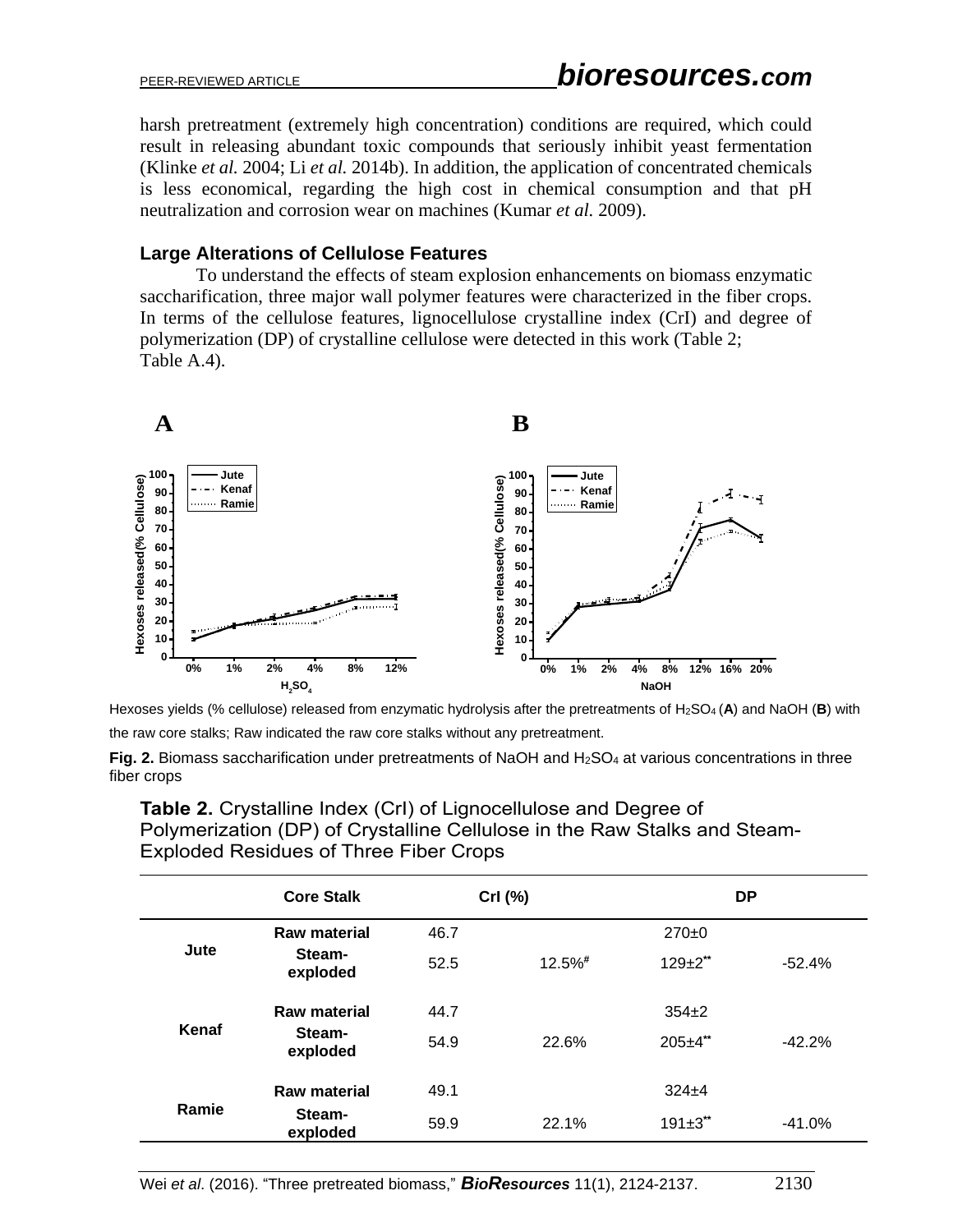harsh pretreatment (extremely high concentration) conditions are required, which could result in releasing abundant toxic compounds that seriously inhibit yeast fermentation (Klinke *et al.* 2004; Li *et al.* 2014b). In addition, the application of concentrated chemicals is less economical, regarding the high cost in chemical consumption and that pH neutralization and corrosion wear on machines (Kumar *et al.* 2009).

### Large Alterations of Cellulose Features

To understand the effects of steam explosion enhancements on biomass enzymatic saccharification, three major wall polymer features were characterized in the fiber crops. In terms of the cellulose features, lignocellulose crystalline index (CrI) and degree of polymerization (DP) of crystalline cellulose were detected in this work (Table 2; Table A.4).

Hexoses yields (% cellulose) released from enzymatic hydrolysis after the pretreatments of $H_2SO_4$ (**A**) and NaOH (**B**) with the raw core stalks; Raw indicated the raw core stalks without any pretreatment.

**Fig. 2.** Biomass saccharification under pretreatments of NaOH and $H_2SO_4$ at various concentrations in three fiber crops

**Table 2.** Crystalline Index (CrI) of Lignocellulose and Degree of Polymerization (DP) of Crystalline Cellulose in the Raw Stalks and Steam-Exploded Residues of Three Fiber Crops

| | Core Stalk | CrI (%) | | DP | |
|---|---|---|---|---|---|
| Jute | Raw material | 46.7 | | 270±0 | |
| | Steam-exploded | 52.5 | 12.5%[#] | 129±2[**] | -52.4% |
| Kenaf | Raw material | 44.7 | | 354±2 | |
| | Steam-exploded | 54.9 | 22.6% | 205±4[**] | -42.2% |
| Ramie | Raw material | 49.1 | | 324±4 | |
| | Steam-exploded | 59.9 | 22.1% | 191±3[**] | -41.0% |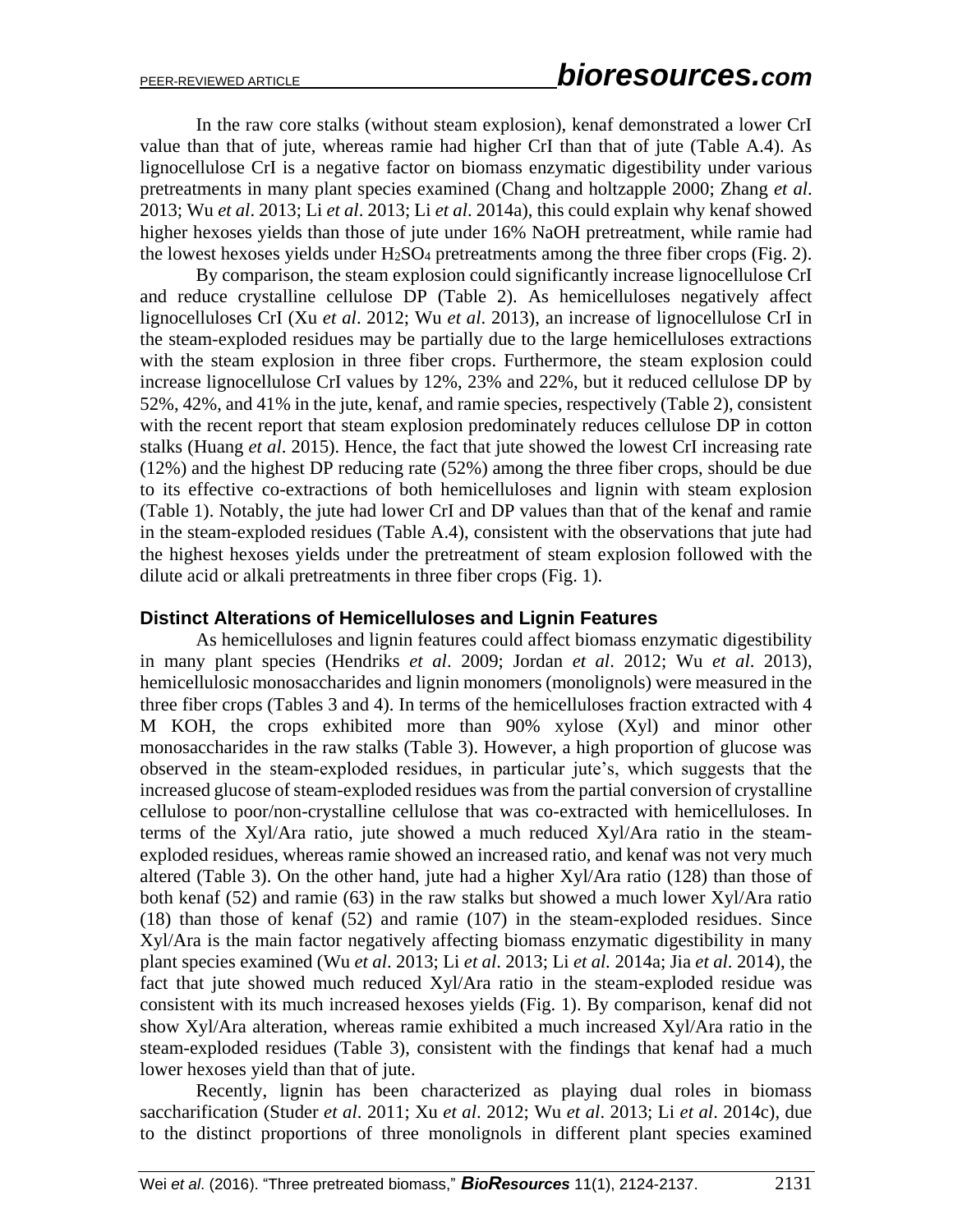In the raw core stalks (without steam explosion), kenaf demonstrated a lower CrI value than that of jute, whereas ramie had higher CrI than that of jute (Table A.4). As lignocellulose CrI is a negative factor on biomass enzymatic digestibility under various pretreatments in many plant species examined (Chang and holtzapple 2000; Zhang *et al*. 2013; Wu *et al*. 2013; Li *et al*. 2013; Li *et al*. 2014a), this could explain why kenaf showed higher hexoses yields than those of jute under 16% NaOH pretreatment, while ramie had the lowest hexoses yields under $H_2SO_4$ pretreatments among the three fiber crops (Fig. 2).

By comparison, the steam explosion could significantly increase lignocellulose CrI and reduce crystalline cellulose DP (Table 2). As hemicelluloses negatively affect lignocelluloses CrI (Xu *et al*. 2012; Wu *et al*. 2013), an increase of lignocellulose CrI in the steam-exploded residues may be partially due to the large hemicelluloses extractions with the steam explosion in three fiber crops. Furthermore, the steam explosion could increase lignocellulose CrI values by 12%, 23% and 22%, but it reduced cellulose DP by 52%, 42%, and 41% in the jute, kenaf, and ramie species, respectively (Table 2), consistent with the recent report that steam explosion predominately reduces cellulose DP in cotton stalks (Huang *et al*. 2015). Hence, the fact that jute showed the lowest CrI increasing rate (12%) and the highest DP reducing rate (52%) among the three fiber crops, should be due to its effective co-extractions of both hemicelluloses and lignin with steam explosion (Table 1). Notably, the jute had lower CrI and DP values than that of the kenaf and ramie in the steam-exploded residues (Table A.4), consistent with the observations that jute had the highest hexoses yields under the pretreatment of steam explosion followed with the dilute acid or alkali pretreatments in three fiber crops (Fig. 1).

### Distinct Alterations of Hemicelluloses and Lignin Features

As hemicelluloses and lignin features could affect biomass enzymatic digestibility in many plant species (Hendriks *et al*. 2009; Jordan *et al*. 2012; Wu *et al*. 2013), hemicellulosic monosaccharides and lignin monomers (monolignols) were measured in the three fiber crops (Tables 3 and 4). In terms of the hemicelluloses fraction extracted with 4 M KOH, the crops exhibited more than 90% xylose (Xyl) and minor other monosaccharides in the raw stalks (Table 3). However, a high proportion of glucose was observed in the steam-exploded residues, in particular jute's, which suggests that the increased glucose of steam-exploded residues was from the partial conversion of crystalline cellulose to poor/non-crystalline cellulose that was co-extracted with hemicelluloses. In terms of the Xyl/Ara ratio, jute showed a much reduced Xyl/Ara ratio in the steam-exploded residues, whereas ramie showed an increased ratio, and kenaf was not very much altered (Table 3). On the other hand, jute had a higher Xyl/Ara ratio (128) than those of both kenaf (52) and ramie (63) in the raw stalks but showed a much lower Xyl/Ara ratio (18) than those of kenaf (52) and ramie (107) in the steam-exploded residues. Since Xyl/Ara is the main factor negatively affecting biomass enzymatic digestibility in many plant species examined (Wu *et al*. 2013; Li *et al.* 2013; Li *et al.* 2014a; Jia *et al*. 2014), the fact that jute showed much reduced Xyl/Ara ratio in the steam-exploded residue was consistent with its much increased hexoses yields (Fig. 1). By comparison, kenaf did not show Xyl/Ara alteration, whereas ramie exhibited a much increased Xyl/Ara ratio in the steam-exploded residues (Table 3), consistent with the findings that kenaf had a much lower hexoses yield than that of jute.

Recently, lignin has been characterized as playing dual roles in biomass saccharification (Studer *et al.* 2011; Xu *et al*. 2012; Wu *et al*. 2013; Li *et al*. 2014c), due to the distinct proportions of three monolignols in different plant species examined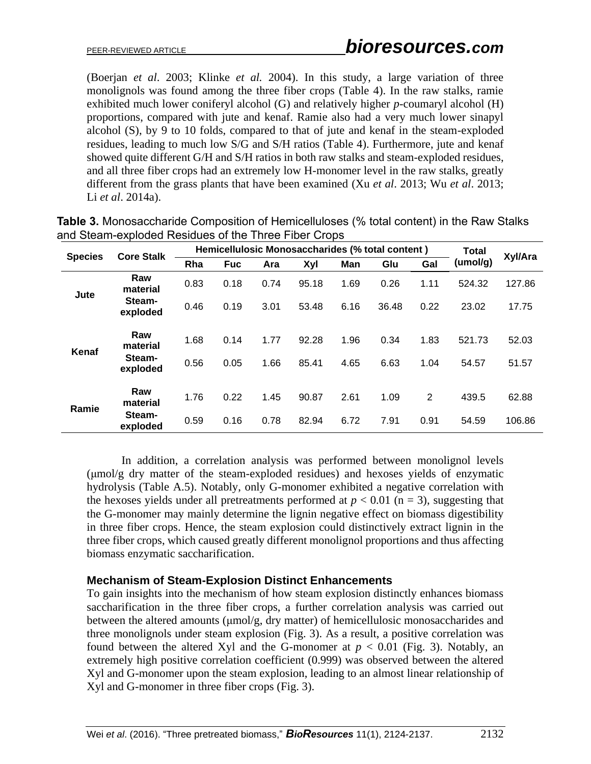(Boerjan *et al*. 2003; Klinke *et al.* 2004). In this study, a large variation of three monolignols was found among the three fiber crops (Table 4). In the raw stalks, ramie exhibited much lower coniferyl alcohol (G) and relatively higher *p*-coumaryl alcohol (H) proportions, compared with jute and kenaf. Ramie also had a very much lower sinapyl alcohol (S), by 9 to 10 folds, compared to that of jute and kenaf in the steam-exploded residues, leading to much low S/G and S/H ratios (Table 4). Furthermore, jute and kenaf showed quite different G/H and S/H ratios in both raw stalks and steam-exploded residues, and all three fiber crops had an extremely low H-monomer level in the raw stalks, greatly different from the grass plants that have been examined (Xu *et al*. 2013; Wu *et al*. 2013; Li *et al*. 2014a).

**Table 3.** Monosaccharide Composition of Hemicelluloses (% total content) in the Raw Stalks and Steam-exploded Residues of the Three Fiber Crops

| Species | Core Stalk | Hemicellulosic Monosaccharides (% total content ) | | | | | | | Total (umol/g) | Xyl/Ara |
|---|---|---|---|---|---|---|---|---|---|---|
| | | Rha | Fuc | Ara | Xyl | Man | Glu | Gal | | |
| Jute | Raw material | 0.83 | 0.18 | 0.74 | 95.18 | 1.69 | 0.26 | 1.11 | 524.32 | 127.86 |
| | Steam-exploded | 0.46 | 0.19 | 3.01 | 53.48 | 6.16 | 36.48 | 0.22 | 23.02 | 17.75 |
| Kenaf | Raw material | 1.68 | 0.14 | 1.77 | 92.28 | 1.96 | 0.34 | 1.83 | 521.73 | 52.03 |
| | Steam-exploded | 0.56 | 0.05 | 1.66 | 85.41 | 4.65 | 6.63 | 1.04 | 54.57 | 51.57 |
| Ramie | Raw material | 1.76 | 0.22 | 1.45 | 90.87 | 2.61 | 1.09 | 2 | 439.5 | 62.88 |
| | Steam-exploded | 0.59 | 0.16 | 0.78 | 82.94 | 6.72 | 7.91 | 0.91 | 54.59 | 106.86 |

In addition, a correlation analysis was performed between monolignol levels (μmol/g dry matter of the steam-exploded residues) and hexoses yields of enzymatic hydrolysis (Table A.5). Notably, only G-monomer exhibited a negative correlation with the hexoses yields under all pretreatments performed at $p < 0.01$ (n = 3), suggesting that the G-monomer may mainly determine the lignin negative effect on biomass digestibility in three fiber crops. Hence, the steam explosion could distinctively extract lignin in the three fiber crops, which caused greatly different monolignol proportions and thus affecting biomass enzymatic saccharification.

### Mechanism of Steam-Explosion Distinct Enhancements

To gain insights into the mechanism of how steam explosion distinctly enhances biomass saccharification in the three fiber crops, a further correlation analysis was carried out between the altered amounts (μmol/g, dry matter) of hemicellulosic monosaccharides and three monolignols under steam explosion (Fig. 3). As a result, a positive correlation was found between the altered Xyl and the G-monomer at $p < 0.01$ (Fig. 3). Notably, an extremely high positive correlation coefficient (0.999) was observed between the altered Xyl and G-monomer upon the steam explosion, leading to an almost linear relationship of Xyl and G-monomer in three fiber crops (Fig. 3).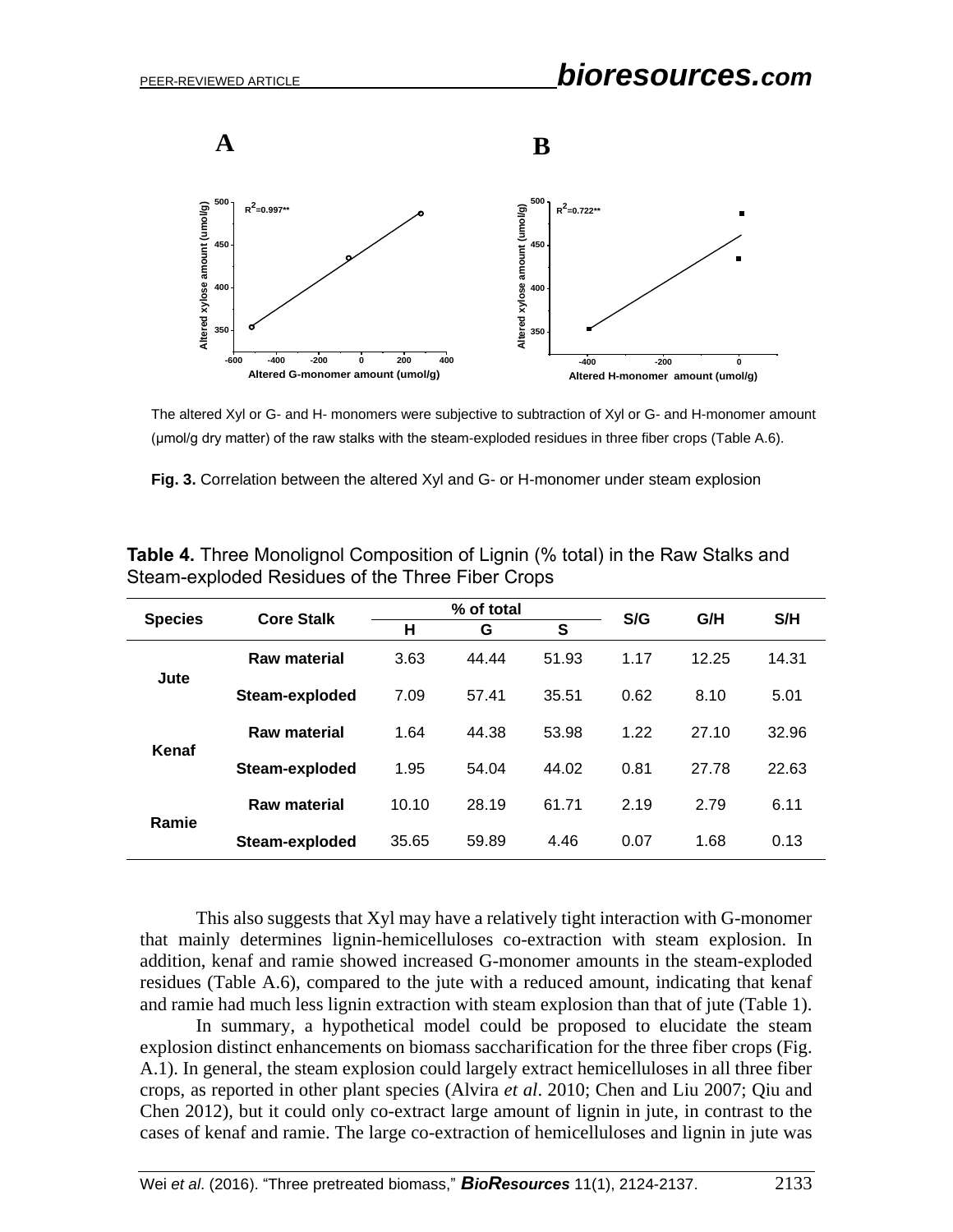The altered Xyl or G- and H- monomers were subjective to subtraction of Xyl or G- and H-monomer amount (μmol/g dry matter) of the raw stalks with the steam-exploded residues in three fiber crops (Table A.6).

**Fig. 3.** Correlation between the altered Xyl and G- or H-monomer under steam explosion

**Table 4.** Three Monolignol Composition of Lignin (% total) in the Raw Stalks and Steam-exploded Residues of the Three Fiber Crops

| Species | Core Stalk | % of total | | | S/G | G/H | S/H |
|---|---|---|---|---|---|---|---|
| | | H | G | S | | | |
| Jute | Raw material | 3.63 | 44.44 | 51.93 | 1.17 | 12.25 | 14.31 |
| | Steam-exploded | 7.09 | 57.41 | 35.51 | 0.62 | 8.10 | 5.01 |
| Kenaf | Raw material | 1.64 | 44.38 | 53.98 | 1.22 | 27.10 | 32.96 |
| | Steam-exploded | 1.95 | 54.04 | 44.02 | 0.81 | 27.78 | 22.63 |
| Ramie | Raw material | 10.10 | 28.19 | 61.71 | 2.19 | 2.79 | 6.11 |
| | Steam-exploded | 35.65 | 59.89 | 4.46 | 0.07 | 1.68 | 0.13 |

This also suggests that Xyl may have a relatively tight interaction with G-monomer that mainly determines lignin-hemicelluloses co-extraction with steam explosion. In addition, kenaf and ramie showed increased G-monomer amounts in the steam-exploded residues (Table A.6), compared to the jute with a reduced amount, indicating that kenaf and ramie had much less lignin extraction with steam explosion than that of jute (Table 1).

In summary, a hypothetical model could be proposed to elucidate the steam explosion distinct enhancements on biomass saccharification for the three fiber crops (Fig. A.1). In general, the steam explosion could largely extract hemicelluloses in all three fiber crops, as reported in other plant species (Alvira *et al*. 2010; Chen and Liu 2007; Qiu and Chen 2012), but it could only co-extract large amount of lignin in jute, in contrast to the cases of kenaf and ramie. The large co-extraction of hemicelluloses and lignin in jute was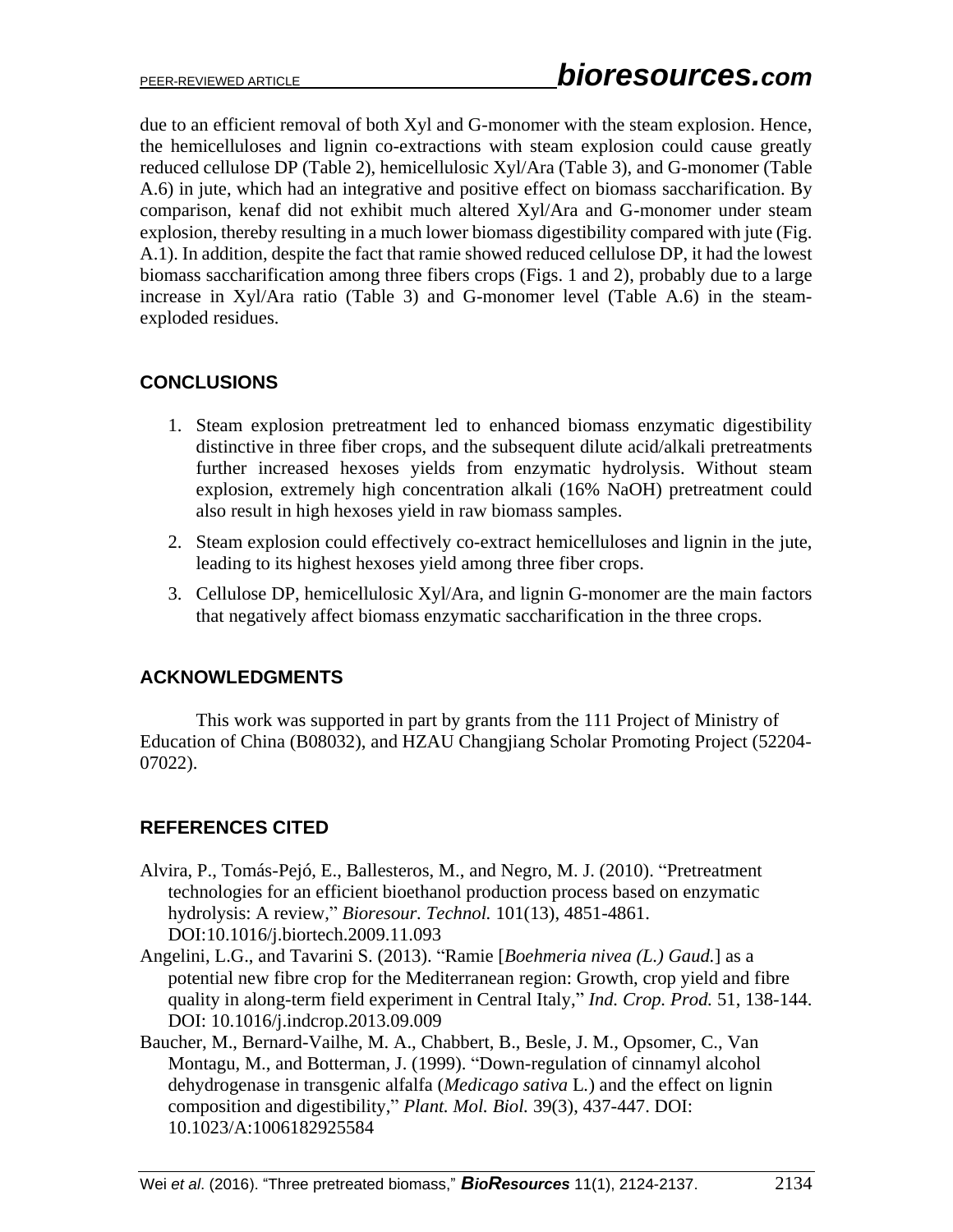due to an efficient removal of both Xyl and G-monomer with the steam explosion. Hence, the hemicelluloses and lignin co-extractions with steam explosion could cause greatly reduced cellulose DP (Table 2), hemicellulosic Xyl/Ara (Table 3), and G-monomer (Table A.6) in jute, which had an integrative and positive effect on biomass saccharification. By comparison, kenaf did not exhibit much altered Xyl/Ara and G-monomer under steam explosion, thereby resulting in a much lower biomass digestibility compared with jute (Fig. A.1). In addition, despite the fact that ramie showed reduced cellulose DP, it had the lowest biomass saccharification among three fibers crops (Figs. 1 and 2), probably due to a large increase in Xyl/Ara ratio (Table 3) and G-monomer level (Table A.6) in the steam-exploded residues.

## CONCLUSIONS

1. Steam explosion pretreatment led to enhanced biomass enzymatic digestibility distinctive in three fiber crops, and the subsequent dilute acid/alkali pretreatments further increased hexoses yields from enzymatic hydrolysis. Without steam explosion, extremely high concentration alkali (16% NaOH) pretreatment could also result in high hexoses yield in raw biomass samples.
2. Steam explosion could effectively co-extract hemicelluloses and lignin in the jute, leading to its highest hexoses yield among three fiber crops.
3. Cellulose DP, hemicellulosic Xyl/Ara, and lignin G-monomer are the main factors that negatively affect biomass enzymatic saccharification in the three crops.

## ACKNOWLEDGMENTS

This work was supported in part by grants from the 111 Project of Ministry of Education of China (B08032), and HZAU Changjiang Scholar Promoting Project (52204-07022).

## REFERENCES CITED

Alvira, P., Tomás-Pejó, E., Ballesteros, M., and Negro, M. J. (2010). "Pretreatment technologies for an efficient bioethanol production process based on enzymatic hydrolysis: A review," *Bioresour. Technol.* 101(13), 4851-4861. DOI:10.1016/j.biortech.2009.11.093

Angelini, L.G., and Tavarini S. (2013). "Ramie [*Boehmeria nivea (L.) Gaud.*] as a potential new fibre crop for the Mediterranean region: Growth, crop yield and fibre quality in along-term field experiment in Central Italy," *Ind. Crop. Prod.* 51, 138-144. DOI: 10.1016/j.indcrop.2013.09.009

Baucher, M., Bernard-Vailhe, M. A., Chabbert, B., Besle, J. M., Opsomer, C., Van Montagu, M., and Botterman, J. (1999). "Down-regulation of cinnamyl alcohol dehydrogenase in transgenic alfalfa (*Medicago sativa* L.) and the effect on lignin composition and digestibility," *Plant. Mol. Biol.* 39(3), 437-447. DOI: 10.1023/A:1006182925584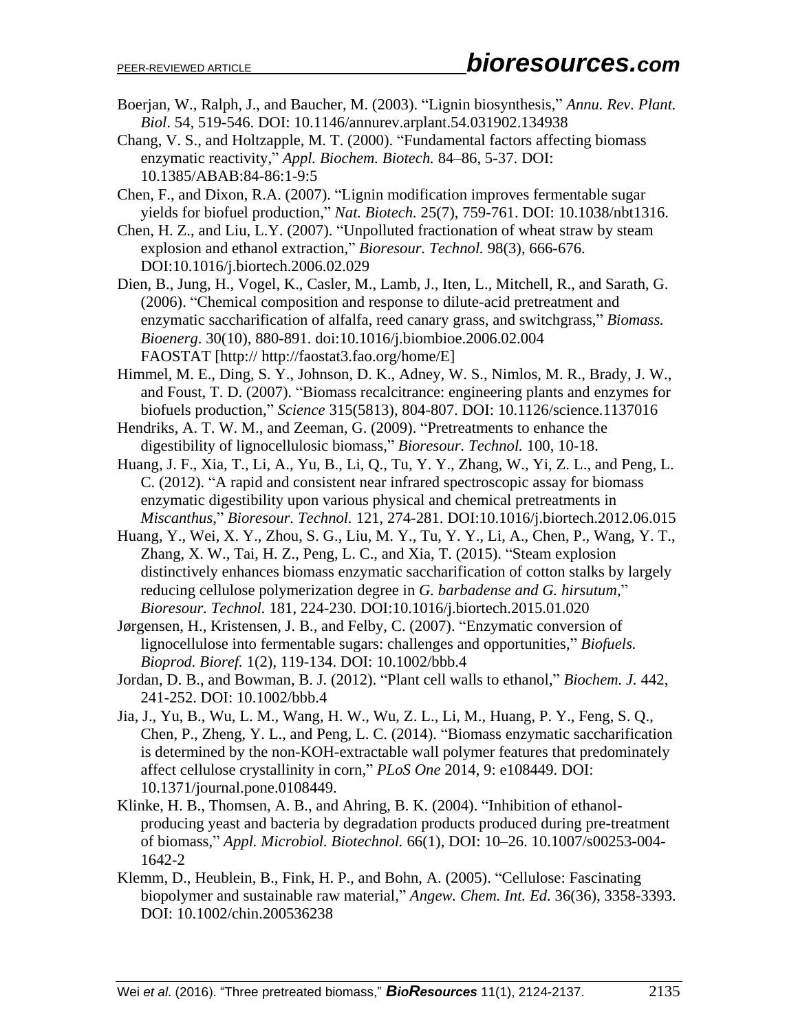Boerjan, W., Ralph, J., and Baucher, M. (2003). "Lignin biosynthesis," *Annu. Rev. Plant. Biol*. 54, 519-546. DOI: 10.1146/annurev.arplant.54.031902.134938

Chang, V. S., and Holtzapple, M. T. (2000). "Fundamental factors affecting biomass enzymatic reactivity," *Appl. Biochem. Biotech.* 84–86, 5-37. DOI: 10.1385/ABAB:84-86:1-9:5

Chen, F., and Dixon, R.A. (2007). "Lignin modification improves fermentable sugar yields for biofuel production," *Nat. Biotech.* 25(7), 759-761. DOI: 10.1038/nbt1316.

Chen, H. Z., and Liu, L.Y. (2007). "Unpolluted fractionation of wheat straw by steam explosion and ethanol extraction," *Bioresour. Technol.* 98(3), 666-676. DOI:10.1016/j.biortech.2006.02.029

Dien, B., Jung, H., Vogel, K., Casler, M., Lamb, J., Iten, L., Mitchell, R., and Sarath, G. (2006). "Chemical composition and response to dilute-acid pretreatment and enzymatic saccharification of alfalfa, reed canary grass, and switchgrass," *Biomass. Bioenerg*. 30(10), 880-891. doi:10.1016/j.biombioe.2006.02.004

FAOSTAT [http:// http://faostat3.fao.org/home/E]

Himmel, M. E., Ding, S. Y., Johnson, D. K., Adney, W. S., Nimlos, M. R., Brady, J. W., and Foust, T. D. (2007). "Biomass recalcitrance: engineering plants and enzymes for biofuels production," *Science* 315(5813), 804-807. DOI: 10.1126/science.1137016

Hendriks, A. T. W. M., and Zeeman, G. (2009). "Pretreatments to enhance the digestibility of lignocellulosic biomass," *Bioresour. Technol.* 100, 10-18.

Huang, J. F., Xia, T., Li, A., Yu, B., Li, Q., Tu, Y. Y., Zhang, W., Yi, Z. L., and Peng, L. C. (2012). "A rapid and consistent near infrared spectroscopic assay for biomass enzymatic digestibility upon various physical and chemical pretreatments in *Miscanthus*," *Bioresour. Technol.* 121, 274-281. DOI:10.1016/j.biortech.2012.06.015

Huang, Y., Wei, X. Y., Zhou, S. G., Liu, M. Y., Tu, Y. Y., Li, A., Chen, P., Wang, Y. T., Zhang, X. W., Tai, H. Z., Peng, L. C., and Xia, T. (2015). "Steam explosion distinctively enhances biomass enzymatic saccharification of cotton stalks by largely reducing cellulose polymerization degree in *G. barbadense and G. hirsutum*," *Bioresour. Technol.* 181, 224-230. DOI:10.1016/j.biortech.2015.01.020

Jørgensen, H., Kristensen, J. B., and Felby, C. (2007). "Enzymatic conversion of lignocellulose into fermentable sugars: challenges and opportunities," *Biofuels. Bioprod. Bioref.* 1(2), 119-134. DOI: 10.1002/bbb.4

Jordan, D. B., and Bowman, B. J. (2012). "Plant cell walls to ethanol," *Biochem. J.* 442, 241-252. DOI: 10.1002/bbb.4

Jia, J., Yu, B., Wu, L. M., Wang, H. W., Wu, Z. L., Li, M., Huang, P. Y., Feng, S. Q., Chen, P., Zheng, Y. L., and Peng, L. C. (2014). "Biomass enzymatic saccharification is determined by the non-KOH-extractable wall polymer features that predominately affect cellulose crystallinity in corn," *PLoS One* 2014, 9: e108449. DOI: 10.1371/journal.pone.0108449.

Klinke, H. B., Thomsen, A. B., and Ahring, B. K. (2004). "Inhibition of ethanol-producing yeast and bacteria by degradation products produced during pre-treatment of biomass," *Appl. Microbiol. Biotechnol.* 66(1), DOI: 10–26. 10.1007/s00253-004-1642-2

Klemm, D., Heublein, B., Fink, H. P., and Bohn, A. (2005). "Cellulose: Fascinating biopolymer and sustainable raw material," *Angew. Chem. Int. Ed.* 36(36), 3358-3393. DOI: 10.1002/chin.200536238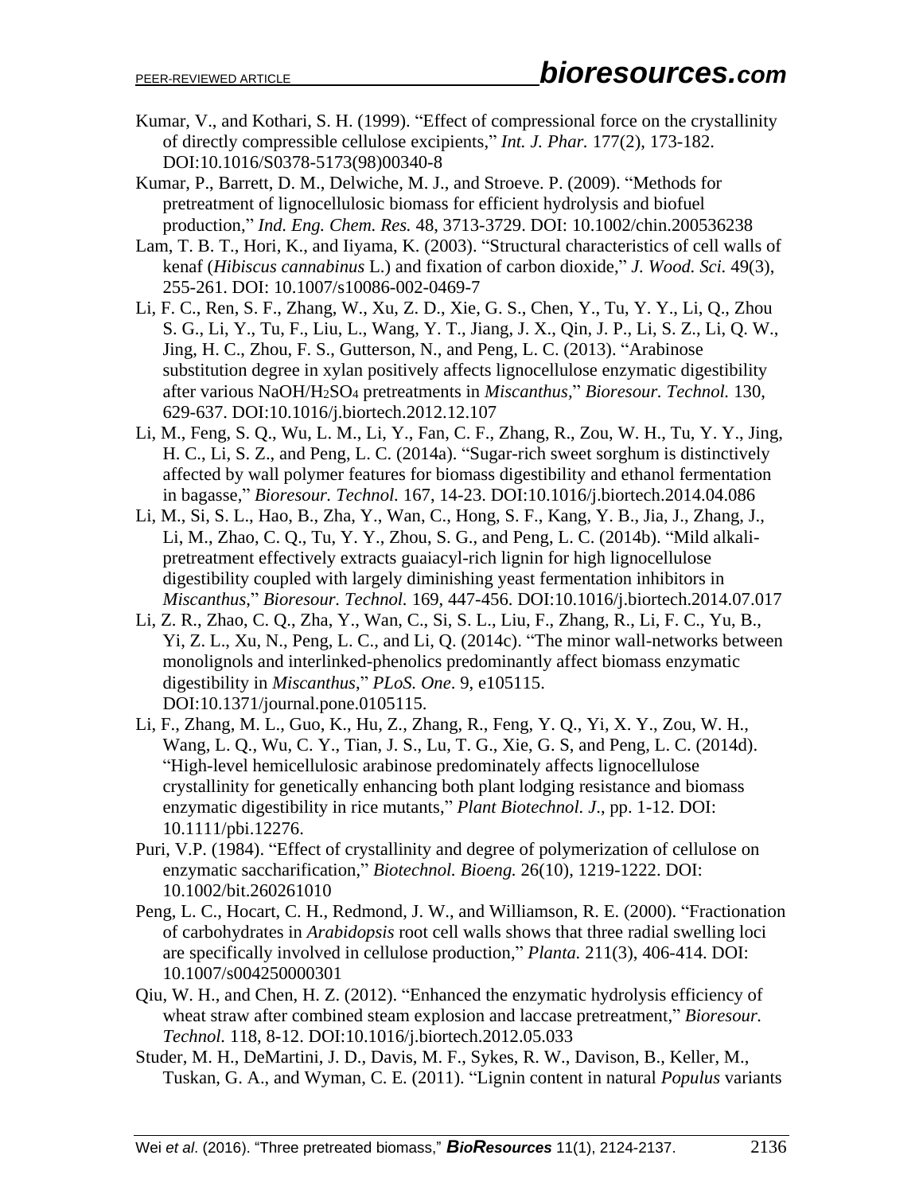Kumar, V., and Kothari, S. H. (1999). "Effect of compressional force on the crystallinity of directly compressible cellulose excipients," *Int. J. Phar.* 177(2), 173-182. DOI:10.1016/S0378-5173(98)00340-8

Kumar, P., Barrett, D. M., Delwiche, M. J., and Stroeve. P. (2009). "Methods for pretreatment of lignocellulosic biomass for efficient hydrolysis and biofuel production," *Ind. Eng. Chem. Res.* 48, 3713-3729. DOI: 10.1002/chin.200536238

Lam, T. B. T., Hori, K., and Iiyama, K. (2003). "Structural characteristics of cell walls of kenaf (*Hibiscus cannabinus* L.) and fixation of carbon dioxide," *J. Wood. Sci.* 49(3), 255-261. DOI: 10.1007/s10086-002-0469-7

Li, F. C., Ren, S. F., Zhang, W., Xu, Z. D., Xie, G. S., Chen, Y., Tu, Y. Y., Li, Q., Zhou S. G., Li, Y., Tu, F., Liu, L., Wang, Y. T., Jiang, J. X., Qin, J. P., Li, S. Z., Li, Q. W., Jing, H. C., Zhou, F. S., Gutterson, N., and Peng, L. C. (2013). "Arabinose substitution degree in xylan positively affects lignocellulose enzymatic digestibility after various NaOH/$H_2SO_4$ pretreatments in *Miscanthus*," *Bioresour. Technol.* 130, 629-637. DOI:10.1016/j.biortech.2012.12.107

Li, M., Feng, S. Q., Wu, L. M., Li, Y., Fan, C. F., Zhang, R., Zou, W. H., Tu, Y. Y., Jing, H. C., Li, S. Z., and Peng, L. C. (2014a). "Sugar-rich sweet sorghum is distinctively affected by wall polymer features for biomass digestibility and ethanol fermentation in bagasse," *Bioresour. Technol.* 167, 14-23. DOI:10.1016/j.biortech.2014.04.086

Li, M., Si, S. L., Hao, B., Zha, Y., Wan, C., Hong, S. F., Kang, Y. B., Jia, J., Zhang, J., Li, M., Zhao, C. Q., Tu, Y. Y., Zhou, S. G., and Peng, L. C. (2014b). "Mild alkali-pretreatment effectively extracts guaiacyl-rich lignin for high lignocellulose digestibility coupled with largely diminishing yeast fermentation inhibitors in *Miscanthus*," *Bioresour. Technol.* 169, 447-456. DOI:10.1016/j.biortech.2014.07.017

Li, Z. R., Zhao, C. Q., Zha, Y., Wan, C., Si, S. L., Liu, F., Zhang, R., Li, F. C., Yu, B., Yi, Z. L., Xu, N., Peng, L. C., and Li, Q. (2014c). "The minor wall-networks between monolignols and interlinked-phenolics predominantly affect biomass enzymatic digestibility in *Miscanthus*," *PLoS. One*. 9, e105115. DOI:10.1371/journal.pone.0105115.

Li, F., Zhang, M. L., Guo, K., Hu, Z., Zhang, R., Feng, Y. Q., Yi, X. Y., Zou, W. H., Wang, L. Q., Wu, C. Y., Tian, J. S., Lu, T. G., Xie, G. S, and Peng, L. C. (2014d). "High-level hemicellulosic arabinose predominately affects lignocellulose crystallinity for genetically enhancing both plant lodging resistance and biomass enzymatic digestibility in rice mutants," *Plant Biotechnol. J*., pp. 1-12. DOI: 10.1111/pbi.12276.

Puri, V.P. (1984). "Effect of crystallinity and degree of polymerization of cellulose on enzymatic saccharification," *Biotechnol. Bioeng.* 26(10), 1219-1222. DOI: 10.1002/bit.260261010

Peng, L. C., Hocart, C. H., Redmond, J. W., and Williamson, R. E. (2000). "Fractionation of carbohydrates in *Arabidopsis* root cell walls shows that three radial swelling loci are specifically involved in cellulose production," *Planta.* 211(3), 406-414. DOI: 10.1007/s004250000301

Qiu, W. H., and Chen, H. Z. (2012). "Enhanced the enzymatic hydrolysis efficiency of wheat straw after combined steam explosion and laccase pretreatment," *Bioresour. Technol.* 118, 8-12. DOI:10.1016/j.biortech.2012.05.033

Studer, M. H., DeMartini, J. D., Davis, M. F., Sykes, R. W., Davison, B., Keller, M., Tuskan, G. A., and Wyman, C. E. (2011). "Lignin content in natural *Populus* variants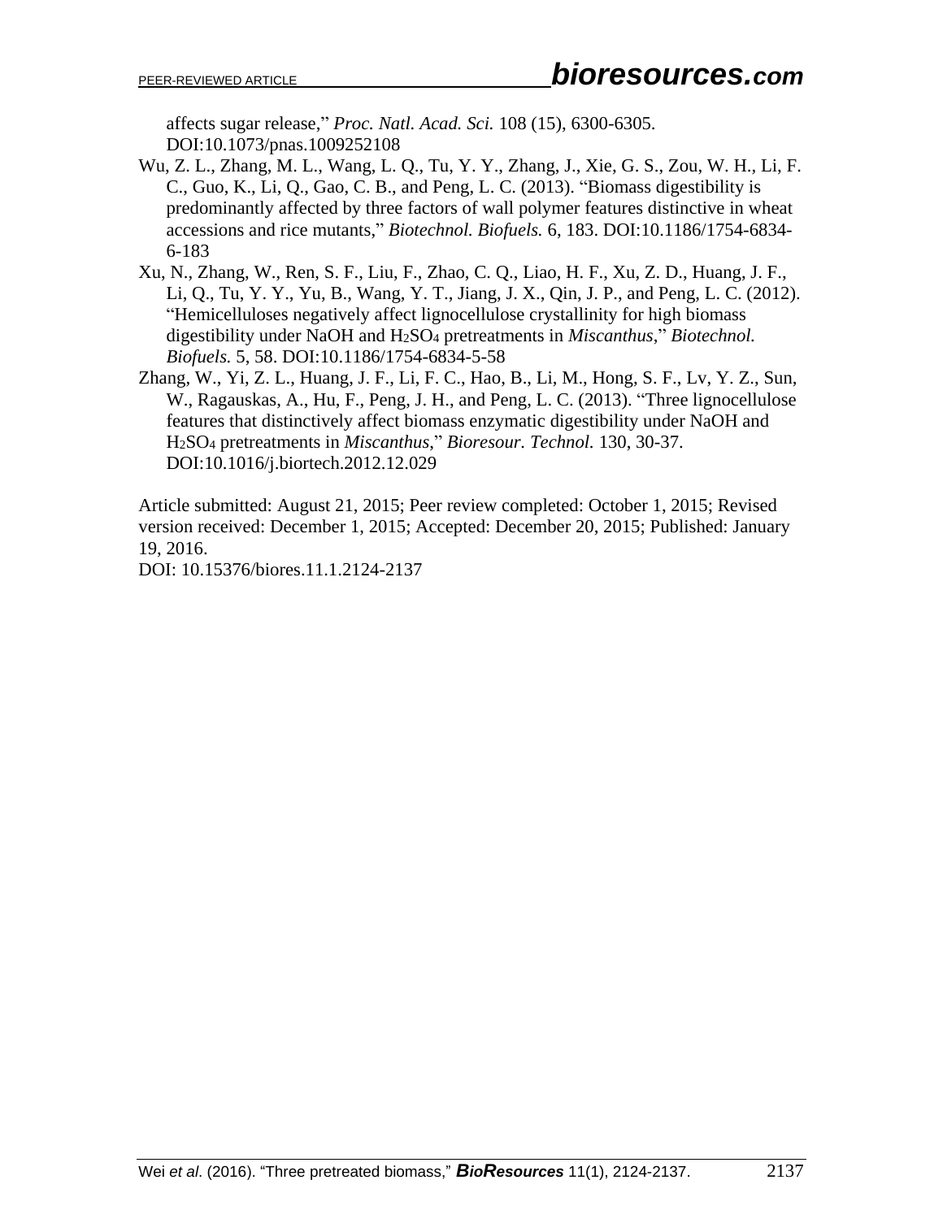affects sugar release," *Proc. Natl. Acad. Sci.* 108 (15), 6300-6305. DOI:10.1073/pnas.1009252108

Wu, Z. L., Zhang, M. L., Wang, L. Q., Tu, Y. Y., Zhang, J., Xie, G. S., Zou, W. H., Li, F. C., Guo, K., Li, Q., Gao, C. B., and Peng, L. C. (2013). "Biomass digestibility is predominantly affected by three factors of wall polymer features distinctive in wheat accessions and rice mutants," *Biotechnol. Biofuels.* 6, 183. DOI:10.1186/1754-6834-6-183

Xu, N., Zhang, W., Ren, S. F., Liu, F., Zhao, C. Q., Liao, H. F., Xu, Z. D., Huang, J. F., Li, Q., Tu, Y. Y., Yu, B., Wang, Y. T., Jiang, J. X., Qin, J. P., and Peng, L. C. (2012). "Hemicelluloses negatively affect lignocellulose crystallinity for high biomass digestibility under NaOH and $H_2SO_4$ pretreatments in *Miscanthus*," *Biotechnol. Biofuels.* 5, 58. DOI:10.1186/1754-6834-5-58

Zhang, W., Yi, Z. L., Huang, J. F., Li, F. C., Hao, B., Li, M., Hong, S. F., Lv, Y. Z., Sun, W., Ragauskas, A., Hu, F., Peng, J. H., and Peng, L. C. (2013). "Three lignocellulose features that distinctively affect biomass enzymatic digestibility under NaOH and $H_2SO_4$ pretreatments in *Miscanthus*," *Bioresour. Technol.* 130, 30-37. DOI:10.1016/j.biortech.2012.12.029

Article submitted: August 21, 2015; Peer review completed: October 1, 2015; Revised version received: December 1, 2015; Accepted: December 20, 2015; Published: January 19, 2016.

DOI: 10.15376/biores.11.1.2124-2137